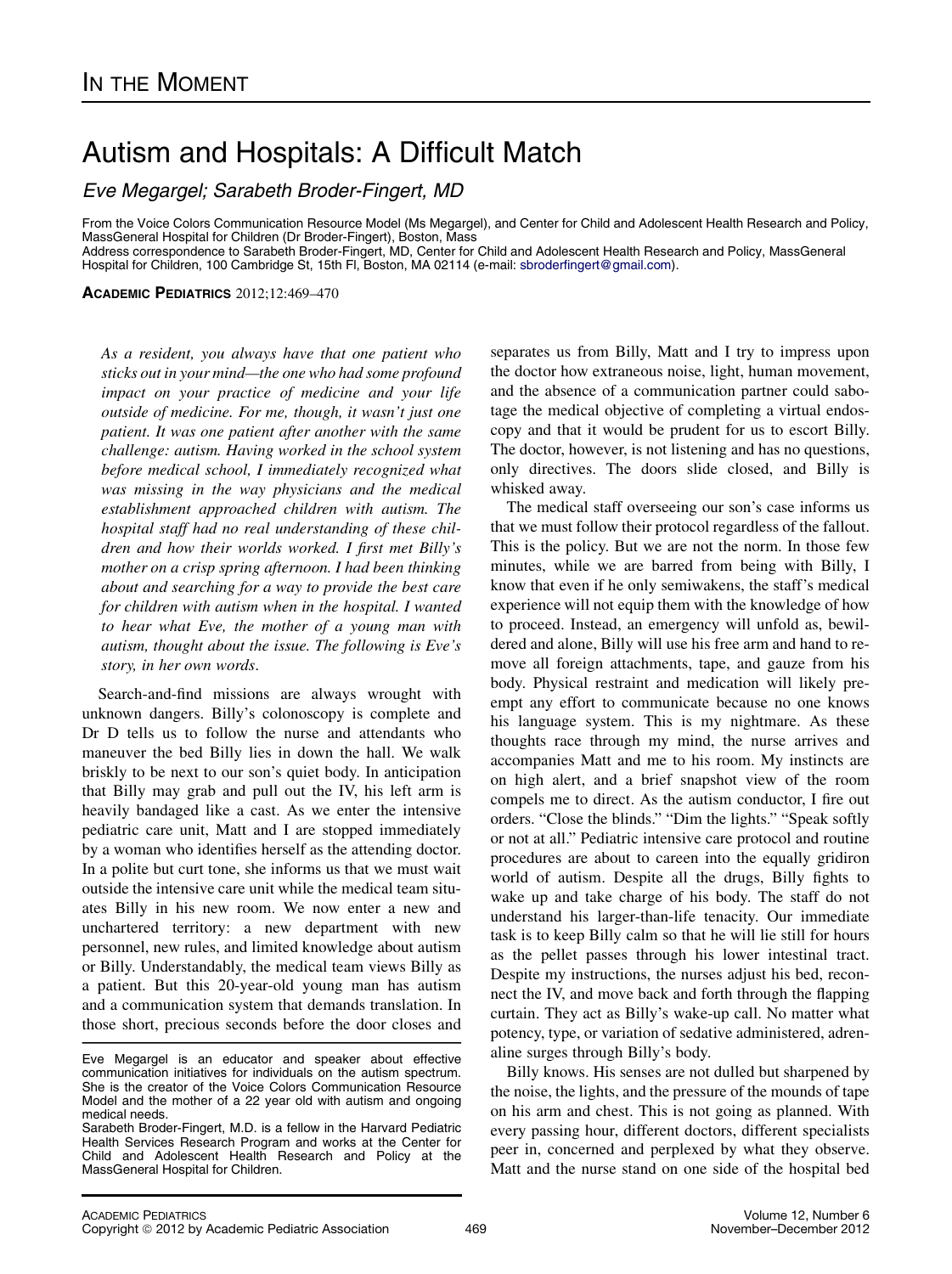# In the Moment

# Autism and Hospitals: A Difficult Match

*Eve Megargel; Sarabeth Broder-Fingert, MD*

From the Voice Colors Communication Resource Model (Ms Megargel), and Center for Child and Adolescent Health Research and Policy, MassGeneral Hospital for Children (Dr Broder-Fingert), Boston, Mass

Address correspondence to Sarabeth Broder-Fingert, MD, Center for Child and Adolescent Health Research and Policy, MassGeneral Hospital for Children, 100 Cambridge St, 15th Fl, Boston, MA 02114 (e-mail: sbroderfingert@gmail.com).

**Academic Pediatrics** 2012;12:469–470

*As a resident, you always have that one patient who sticks out in your mind—the one who had some profound impact on your practice of medicine and your life outside of medicine. For me, though, it wasn't just one patient. It was one patient after another with the same challenge: autism. Having worked in the school system before medical school, I immediately recognized what was missing in the way physicians and the medical establishment approached children with autism. The hospital staff had no real understanding of these children and how their worlds worked. I first met Billy's mother on a crisp spring afternoon. I had been thinking about and searching for a way to provide the best care for children with autism when in the hospital. I wanted to hear what Eve, the mother of a young man with autism, thought about the issue. The following is Eve's story, in her own words.*

Search-and-find missions are always wrought with unknown dangers. Billy's colonoscopy is complete and Dr D tells us to follow the nurse and attendants who maneuver the bed Billy lies in down the hall. We walk briskly to be next to our son's quiet body. In anticipation that Billy may grab and pull out the IV, his left arm is heavily bandaged like a cast. As we enter the intensive pediatric care unit, Matt and I are stopped immediately by a woman who identifies herself as the attending doctor. In a polite but curt tone, she informs us that we must wait outside the intensive care unit while the medical team situates Billy in his new room. We now enter a new and unchartered territory: a new department with new personnel, new rules, and limited knowledge about autism or Billy. Understandably, the medical team views Billy as a patient. But this 20-year-old young man has autism and a communication system that demands translation. In those short, precious seconds before the door closes and separates us from Billy, Matt and I try to impress upon the doctor how extraneous noise, light, human movement, and the absence of a communication partner could sabotage the medical objective of completing a virtual endoscopy and that it would be prudent for us to escort Billy. The doctor, however, is not listening and has no questions, only directives. The doors slide closed, and Billy is whisked away.

The medical staff overseeing our son's case informs us that we must follow their protocol regardless of the fallout. This is the policy. But we are not the norm. In those few minutes, while we are barred from being with Billy, I know that even if he only semiwakens, the staff's medical experience will not equip them with the knowledge of how to proceed. Instead, an emergency will unfold as, bewildered and alone, Billy will use his free arm and hand to remove all foreign attachments, tape, and gauze from his body. Physical restraint and medication will likely preempt any effort to communicate because no one knows his language system. This is my nightmare. As these thoughts race through my mind, the nurse arrives and accompanies Matt and me to his room. My instincts are on high alert, and a brief snapshot view of the room compels me to direct. As the autism conductor, I fire out orders. "Close the blinds." "Dim the lights." "Speak softly or not at all." Pediatric intensive care protocol and routine procedures are about to careen into the equally gridiron world of autism. Despite all the drugs, Billy fights to wake up and take charge of his body. The staff do not understand his larger-than-life tenacity. Our immediate task is to keep Billy calm so that he will lie still for hours as the pellet passes through his lower intestinal tract. Despite my instructions, the nurses adjust his bed, reconnect the IV, and move back and forth through the flapping curtain. They act as Billy's wake-up call. No matter what potency, type, or variation of sedative administered, adrenaline surges through Billy's body.

Billy knows. His senses are not dulled but sharpened by the noise, the lights, and the pressure of the mounds of tape on his arm and chest. This is not going as planned. With every passing hour, different doctors, different specialists peer in, concerned and perplexed by what they observe. Matt and the nurse stand on one side of the hospital bed

---

Eve Megargel is an educator and speaker about effective communication initiatives for individuals on the autism spectrum. She is the creator of the Voice Colors Communication Resource Model and the mother of a 22 year old with autism and ongoing medical needs.

Sarabeth Broder-Fingert, M.D. is a fellow in the Harvard Pediatric Health Services Research Program and works at the Center for Child and Adolescent Health Research and Policy at the MassGeneral Hospital for Children.

Copyright © 2012 by Academic Pediatric Association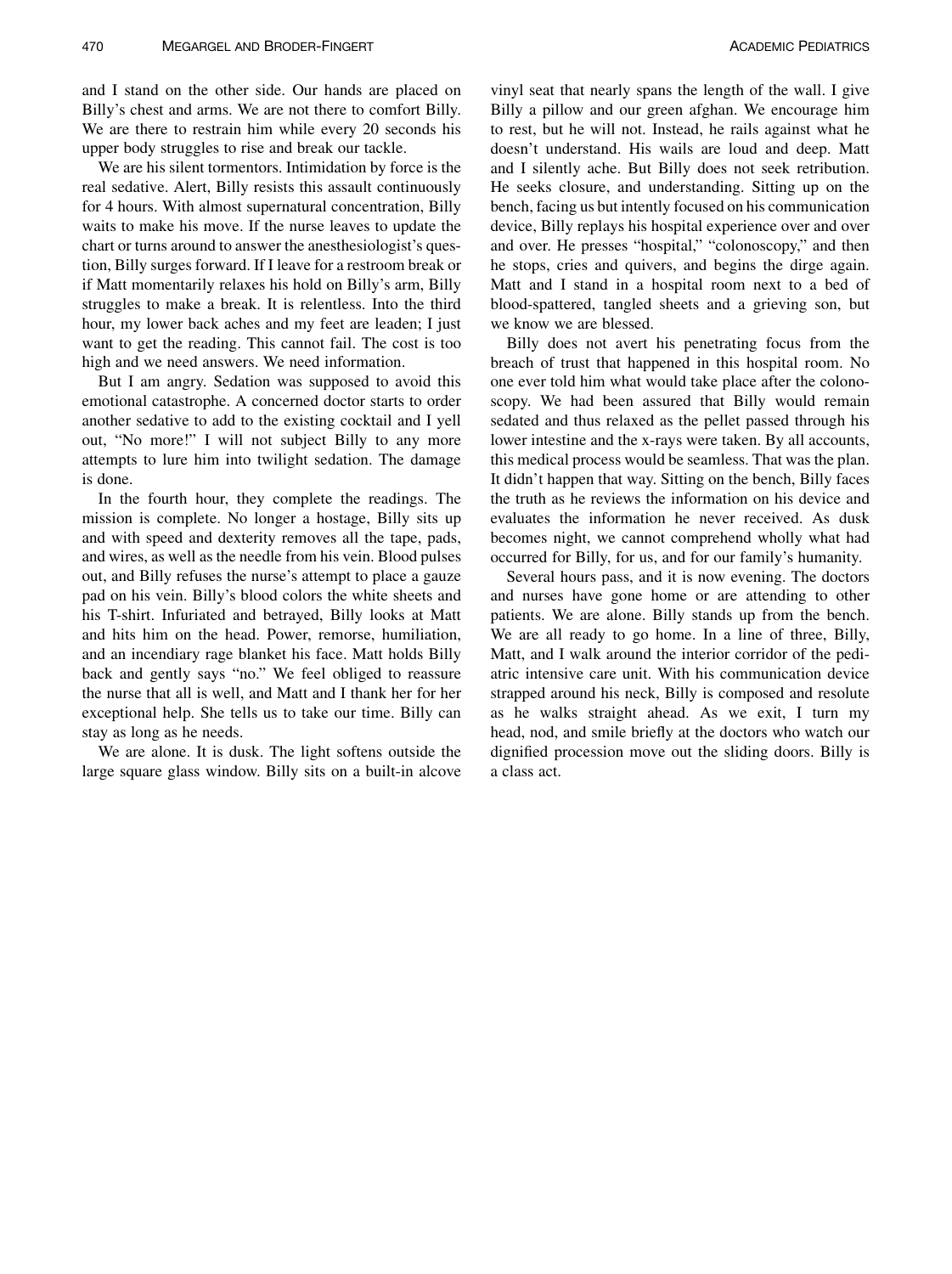and I stand on the other side. Our hands are placed on Billy's chest and arms. We are not there to comfort Billy. We are there to restrain him while every 20 seconds his upper body struggles to rise and break our tackle.

We are his silent tormentors. Intimidation by force is the real sedative. Alert, Billy resists this assault continuously for 4 hours. With almost supernatural concentration, Billy waits to make his move. If the nurse leaves to update the chart or turns around to answer the anesthesiologist's question, Billy surges forward. If I leave for a restroom break or if Matt momentarily relaxes his hold on Billy's arm, Billy struggles to make a break. It is relentless. Into the third hour, my lower back aches and my feet are leaden; I just want to get the reading. This cannot fail. The cost is too high and we need answers. We need information.

But I am angry. Sedation was supposed to avoid this emotional catastrophe. A concerned doctor starts to order another sedative to add to the existing cocktail and I yell out, "No more!" I will not subject Billy to any more attempts to lure him into twilight sedation. The damage is done.

In the fourth hour, they complete the readings. The mission is complete. No longer a hostage, Billy sits up and with speed and dexterity removes all the tape, pads, and wires, as well as the needle from his vein. Blood pulses out, and Billy refuses the nurse's attempt to place a gauze pad on his vein. Billy's blood colors the white sheets and his T-shirt. Infuriated and betrayed, Billy looks at Matt and hits him on the head. Power, remorse, humiliation, and an incendiary rage blanket his face. Matt holds Billy back and gently says "no." We feel obliged to reassure the nurse that all is well, and Matt and I thank her for her exceptional help. She tells us to take our time. Billy can stay as long as he needs.

We are alone. It is dusk. The light softens outside the large square glass window. Billy sits on a built-in alcove vinyl seat that nearly spans the length of the wall. I give Billy a pillow and our green afghan. We encourage him to rest, but he will not. Instead, he rails against what he doesn't understand. His wails are loud and deep. Matt and I silently ache. But Billy does not seek retribution. He seeks closure, and understanding. Sitting up on the bench, facing us but intently focused on his communication device, Billy replays his hospital experience over and over and over. He presses "hospital," "colonoscopy," and then he stops, cries and quivers, and begins the dirge again. Matt and I stand in a hospital room next to a bed of blood-spattered, tangled sheets and a grieving son, but we know we are blessed.

Billy does not avert his penetrating focus from the breach of trust that happened in this hospital room. No one ever told him what would take place after the colonoscopy. We had been assured that Billy would remain sedated and thus relaxed as the pellet passed through his lower intestine and the x-rays were taken. By all accounts, this medical process would be seamless. That was the plan. It didn't happen that way. Sitting on the bench, Billy faces the truth as he reviews the information on his device and evaluates the information he never received. As dusk becomes night, we cannot comprehend wholly what had occurred for Billy, for us, and for our family's humanity.

Several hours pass, and it is now evening. The doctors and nurses have gone home or are attending to other patients. We are alone. Billy stands up from the bench. We are all ready to go home. In a line of three, Billy, Matt, and I walk around the interior corridor of the pediatric intensive care unit. With his communication device strapped around his neck, Billy is composed and resolute as he walks straight ahead. As we exit, I turn my head, nod, and smile briefly at the doctors who watch our dignified procession move out the sliding doors. Billy is a class act.